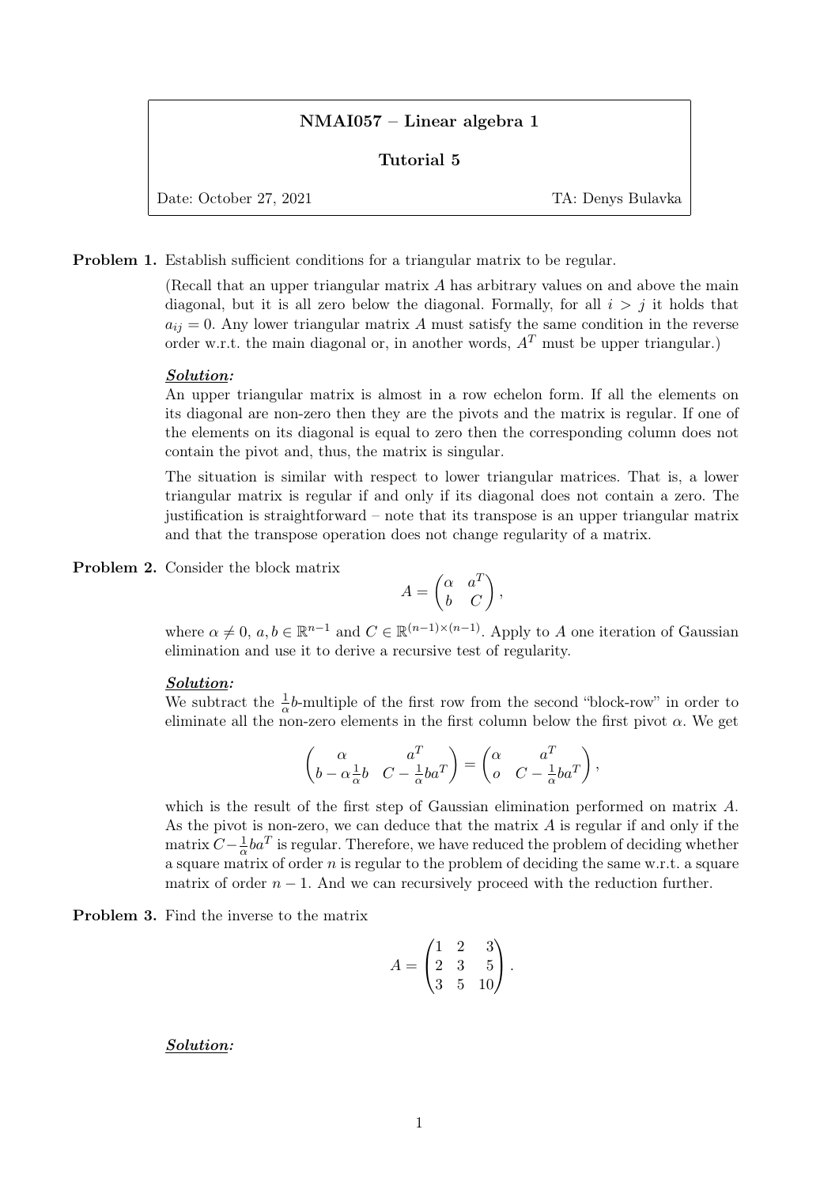**NMAI057 – Linear algebra 1**

**Tutorial 5**

Date: October 27, 2021 — TA: Denys Bulavka

**Problem 1.** Establish sufficient conditions for a triangular matrix to be regular.

(Recall that an upper triangular matrix $A$ has arbitrary values on and above the main diagonal, but it is all zero below the diagonal. Formally, for all $i > j$ it holds that $a_{ij} = 0$. Any lower triangular matrix $A$ must satisfy the same condition in the reverse order w.r.t. the main diagonal or, in another words, $A^T$ must be upper triangular.)

***Solution:***

An upper triangular matrix is almost in a row echelon form. If all the elements on its diagonal are non-zero then they are the pivots and the matrix is regular. If one of the elements on its diagonal is equal to zero then the corresponding column does not contain the pivot and, thus, the matrix is singular.

The situation is similar with respect to lower triangular matrices. That is, a lower triangular matrix is regular if and only if its diagonal does not contain a zero. The justification is straightforward – note that its transpose is an upper triangular matrix and that the transpose operation does not change regularity of a matrix.

**Problem 2.** Consider the block matrix

$$A = \begin{pmatrix} \alpha & a^T \\ b & C \end{pmatrix},$$

where $\alpha \neq 0$, $a, b \in \mathbb{R}^{n-1}$ and $C \in \mathbb{R}^{(n-1)\times(n-1)}$. Apply to $A$ one iteration of Gaussian elimination and use it to derive a recursive test of regularity.

***Solution:***

We subtract the $\frac{1}{\alpha}b$-multiple of the first row from the second "block-row" in order to eliminate all the non-zero elements in the first column below the first pivot $\alpha$. We get

$$\begin{pmatrix} \alpha & a^T \\ b - \alpha\frac{1}{\alpha}b & C - \frac{1}{\alpha}ba^T \end{pmatrix} = \begin{pmatrix} \alpha & a^T \\ o & C - \frac{1}{\alpha}ba^T \end{pmatrix},$$

which is the result of the first step of Gaussian elimination performed on matrix $A$. As the pivot is non-zero, we can deduce that the matrix $A$ is regular if and only if the matrix $C - \frac{1}{\alpha}ba^T$ is regular. Therefore, we have reduced the problem of deciding whether a square matrix of order $n$ is regular to the problem of deciding the same w.r.t. a square matrix of order $n - 1$. And we can recursively proceed with the reduction further.

**Problem 3.** Find the inverse to the matrix

$$A = \begin{pmatrix} 1 & 2 & 3 \\ 2 & 3 & 5 \\ 3 & 5 & 10 \end{pmatrix}.$$

***Solution:***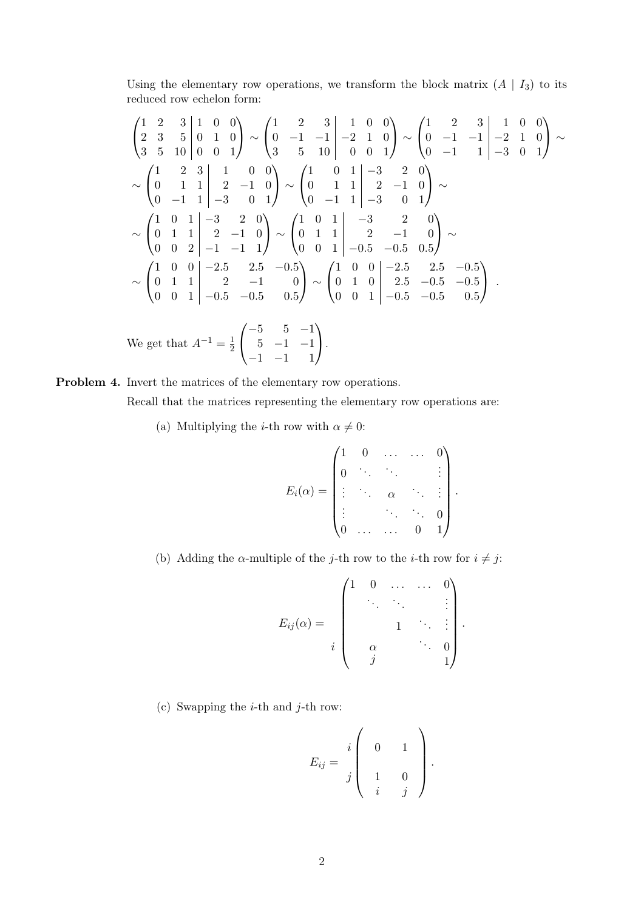Using the elementary row operations, we transform the block matrix $(A \mid I_3)$ to its reduced row echelon form:

$$
\left(\begin{array}{ccc|ccc} 1 & 2 & 3 & 1 & 0 & 0 \\ 2 & 3 & 5 & 0 & 1 & 0 \\ 3 & 5 & 10 & 0 & 0 & 1 \end{array}\right) \sim \left(\begin{array}{ccc|ccc} 1 & 2 & 3 & 1 & 0 & 0 \\ 0 & -1 & -1 & -2 & 1 & 0 \\ 3 & 5 & 10 & 0 & 0 & 1 \end{array}\right) \sim \left(\begin{array}{ccc|ccc} 1 & 2 & 3 & 1 & 0 & 0 \\ 0 & -1 & -1 & -2 & 1 & 0 \\ 0 & -1 & 1 & -3 & 0 & 1 \end{array}\right) \sim
$$

$$
\sim \left(\begin{array}{ccc|ccc} 1 & 2 & 3 & 1 & 0 & 0 \\ 0 & 1 & 1 & 2 & -1 & 0 \\ 0 & -1 & 1 & -3 & 0 & 1 \end{array}\right) \sim \left(\begin{array}{ccc|ccc} 1 & 0 & 1 & -3 & 2 & 0 \\ 0 & 1 & 1 & 2 & -1 & 0 \\ 0 & -1 & 1 & -3 & 0 & 1 \end{array}\right) \sim
$$

$$
\sim \left(\begin{array}{ccc|ccc} 1 & 0 & 1 & -3 & 2 & 0 \\ 0 & 1 & 1 & 2 & -1 & 0 \\ 0 & 0 & 2 & -1 & -1 & 1 \end{array}\right) \sim \left(\begin{array}{ccc|ccc} 1 & 0 & 1 & -3 & 2 & 0 \\ 0 & 1 & 1 & 2 & -1 & 0 \\ 0 & 0 & 1 & -0.5 & -0.5 & 0.5 \end{array}\right) \sim
$$

$$
\sim \left(\begin{array}{ccc|ccc} 1 & 0 & 0 & -2.5 & 2.5 & -0.5 \\ 0 & 1 & 1 & 2 & -1 & 0 \\ 0 & 0 & 1 & -0.5 & -0.5 & 0.5 \end{array}\right) \sim \left(\begin{array}{ccc|ccc} 1 & 0 & 0 & -2.5 & 2.5 & -0.5 \\ 0 & 1 & 0 & 2.5 & -0.5 & -0.5 \\ 0 & 0 & 1 & -0.5 & -0.5 & 0.5 \end{array}\right).
$$

We get that $A^{-1} = \frac{1}{2}\begin{pmatrix} -5 & 5 & -1 \\ 5 & -1 & -1 \\ -1 & -1 & 1 \end{pmatrix}$.

**Problem 4.** Invert the matrices of the elementary row operations.

Recall that the matrices representing the elementary row operations are:

(a) Multiplying the $i$-th row with $\alpha \neq 0$:

$$
E_i(\alpha) = \begin{pmatrix} 1 & 0 & \dots & \dots & 0 \\ 0 & \ddots & \ddots & & \vdots \\ \vdots & \ddots & \alpha & \ddots & \vdots \\ \vdots & & \ddots & \ddots & 0 \\ 0 & \dots & \dots & 0 & 1 \end{pmatrix}.
$$

(b) Adding the $\alpha$-multiple of the $j$-th row to the $i$-th row for $i \neq j$:

$$
E_{ij}(\alpha) = \begin{matrix} \\ \\ \\ i \\ \\ \end{matrix} \begin{pmatrix} 1 & 0 & \dots & \dots & 0 \\ & \ddots & \ddots & & \vdots \\ & & 1 & \ddots & \vdots \\ & \alpha & & \ddots & 0 \\ & j & & & 1 \end{pmatrix}.
$$

(c) Swapping the $i$-th and $j$-th row:

$$
E_{ij} = \begin{matrix} i \\ \\ j \\ \\ \end{matrix} \begin{pmatrix} & 0 & 1 & \\ & & & \\ & 1 & 0 & \\ & i & j & \end{pmatrix}.
$$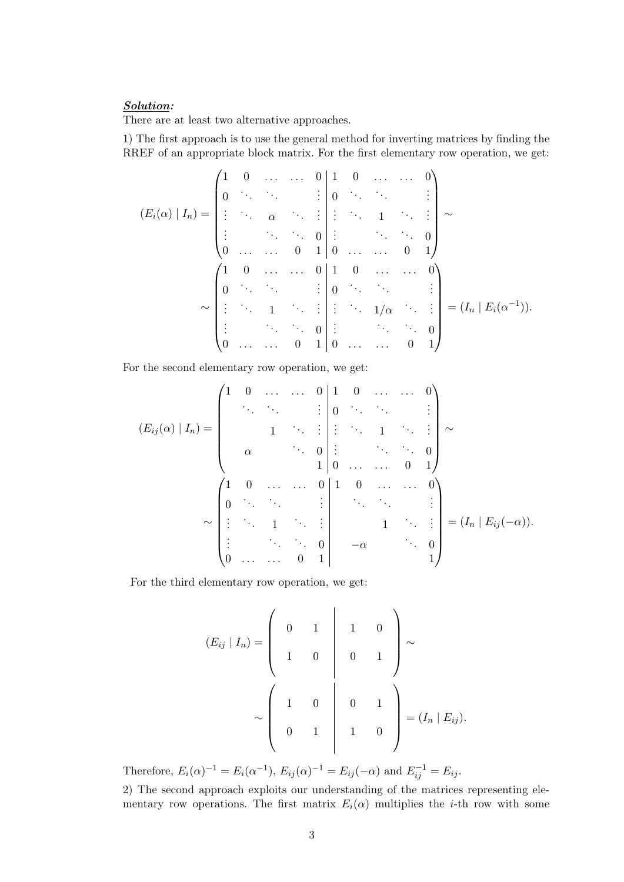***Solution:***
There are at least two alternative approaches.

1) The first approach is to use the general method for inverting matrices by finding the RREF of an appropriate block matrix. For the first elementary row operation, we get:

$$
(E_i(\alpha) \mid I_n) = \left(\begin{array}{ccccc|ccccc}
1 & 0 & \dots & \dots & 0 & 1 & 0 & \dots & \dots & 0 \\
0 & \ddots & \ddots & & \vdots & 0 & \ddots & \ddots & & \vdots \\
\vdots & \ddots & \alpha & \ddots & \vdots & \vdots & \ddots & 1 & \ddots & \vdots \\
\vdots & & \ddots & \ddots & 0 & \vdots & & \ddots & \ddots & 0 \\
0 & \dots & \dots & 0 & 1 & 0 & \dots & \dots & 0 & 1
\end{array}\right) \sim
$$

$$
\sim \left(\begin{array}{ccccc|ccccc}
1 & 0 & \dots & \dots & 0 & 1 & 0 & \dots & \dots & 0 \\
0 & \ddots & \ddots & & \vdots & 0 & \ddots & \ddots & & \vdots \\
\vdots & \ddots & 1 & \ddots & \vdots & \vdots & \ddots & 1/\alpha & \ddots & \vdots \\
\vdots & & \ddots & \ddots & 0 & \vdots & & \ddots & \ddots & 0 \\
0 & \dots & \dots & 0 & 1 & 0 & \dots & \dots & 0 & 1
\end{array}\right) = (I_n \mid E_i(\alpha^{-1})).
$$

For the second elementary row operation, we get:

$$
(E_{ij}(\alpha) \mid I_n) = \left(\begin{array}{ccccc|ccccc}
1 & 0 & \dots & \dots & 0 & 1 & 0 & \dots & \dots & 0 \\
 & \ddots & \ddots & & \vdots & 0 & \ddots & \ddots & & \vdots \\
 & & 1 & \ddots & \vdots & \vdots & \ddots & 1 & \ddots & \vdots \\
 & \alpha & & \ddots & 0 & \vdots & & \ddots & \ddots & 0 \\
 & & & & 1 & 0 & \dots & \dots & 0 & 1
\end{array}\right) \sim
$$

$$
\sim \left(\begin{array}{ccccc|ccccc}
1 & 0 & \dots & \dots & 0 & 1 & 0 & \dots & \dots & 0 \\
0 & \ddots & \ddots & & \vdots & & \ddots & \ddots & & \vdots \\
\vdots & \ddots & 1 & \ddots & \vdots & & & 1 & \ddots & \vdots \\
\vdots & & \ddots & \ddots & 0 & & -\alpha & & \ddots & 0 \\
0 & \dots & \dots & 0 & 1 & & & & & 1
\end{array}\right) = (I_n \mid E_{ij}(-\alpha)).
$$

For the third elementary row operation, we get:

$$
(E_{ij} \mid I_n) = \left(\begin{array}{cc|cc}
0 & 1 & 1 & 0 \\
1 & 0 & 0 & 1
\end{array}\right) \sim
$$

$$
\sim \left(\begin{array}{cc|cc}
1 & 0 & 0 & 1 \\
0 & 1 & 1 & 0
\end{array}\right) = (I_n \mid E_{ij}).
$$

Therefore, $E_i(\alpha)^{-1} = E_i(\alpha^{-1})$, $E_{ij}(\alpha)^{-1} = E_{ij}(-\alpha)$ and $E_{ij}^{-1} = E_{ij}$.

2) The second approach exploits our understanding of the matrices representing elementary row operations. The first matrix $E_i(\alpha)$ multiplies the $i$-th row with some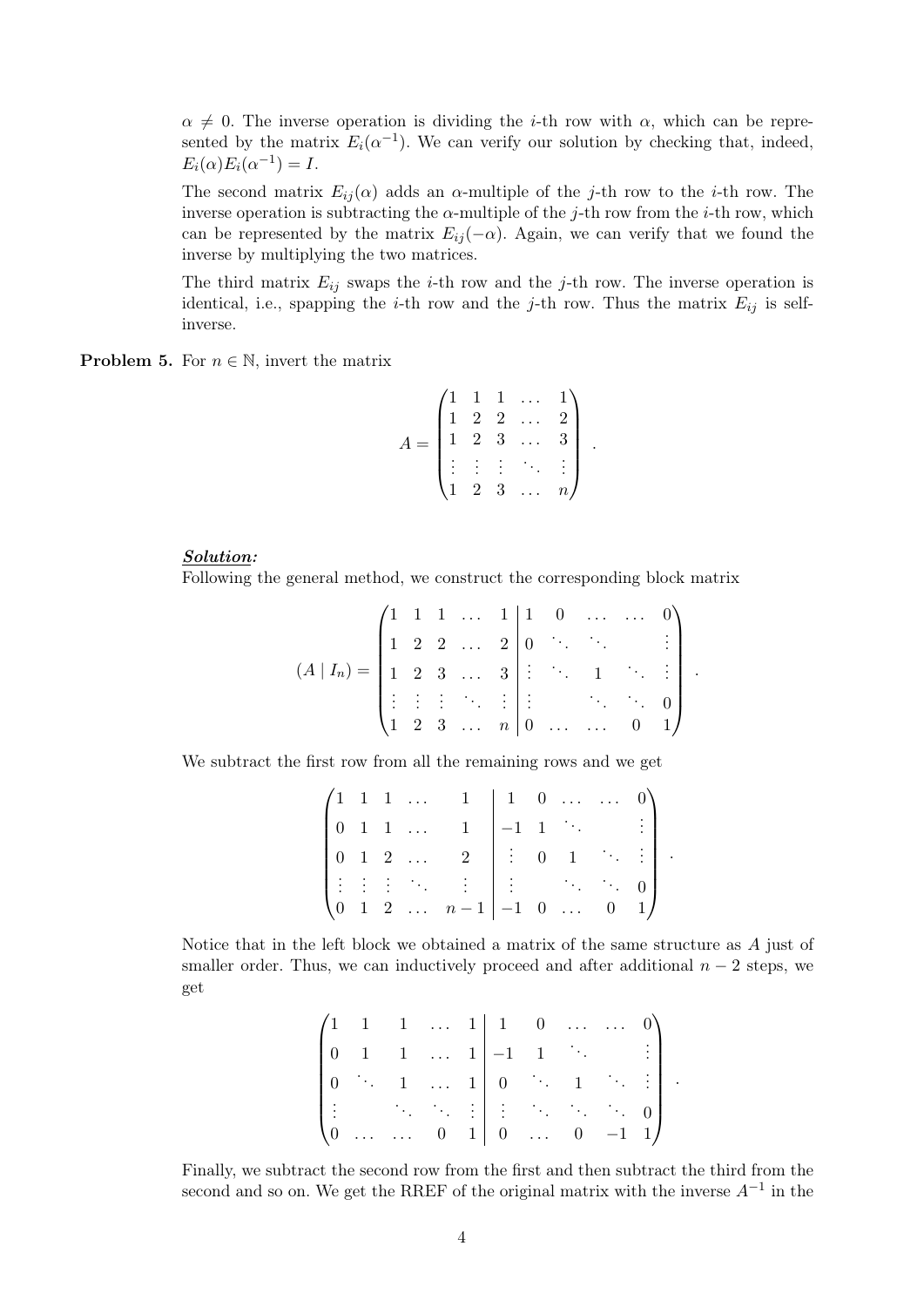$\alpha \neq 0$. The inverse operation is dividing the $i$-th row with $\alpha$, which can be represented by the matrix $E_i(\alpha^{-1})$. We can verify our solution by checking that, indeed, $E_i(\alpha)E_i(\alpha^{-1}) = I$.

The second matrix $E_{ij}(\alpha)$ adds an $\alpha$-multiple of the $j$-th row to the $i$-th row. The inverse operation is subtracting the $\alpha$-multiple of the $j$-th row from the $i$-th row, which can be represented by the matrix $E_{ij}(-\alpha)$. Again, we can verify that we found the inverse by multiplying the two matrices.

The third matrix $E_{ij}$ swaps the $i$-th row and the $j$-th row. The inverse operation is identical, i.e., spapping the $i$-th row and the $j$-th row. Thus the matrix $E_{ij}$ is self-inverse.

**Problem 5.** For $n \in \mathbb{N}$, invert the matrix

$$A = \begin{pmatrix} 1 & 1 & 1 & \dots & 1 \\ 1 & 2 & 2 & \dots & 2 \\ 1 & 2 & 3 & \dots & 3 \\ \vdots & \vdots & \vdots & \ddots & \vdots \\ 1 & 2 & 3 & \dots & n \end{pmatrix}.$$

***Solution:***
Following the general method, we construct the corresponding block matrix

$$(A \mid I_n) = \left(\begin{array}{ccccc|ccccc} 1 & 1 & 1 & \dots & 1 & 1 & 0 & \dots & \dots & 0 \\ 1 & 2 & 2 & \dots & 2 & 0 & \ddots & \ddots & & \vdots \\ 1 & 2 & 3 & \dots & 3 & \vdots & \ddots & 1 & \ddots & \vdots \\ \vdots & \vdots & \vdots & \ddots & \vdots & \vdots & & \ddots & \ddots & 0 \\ 1 & 2 & 3 & \dots & n & 0 & \dots & \dots & 0 & 1 \end{array}\right).$$

We subtract the first row from all the remaining rows and we get

$$\left(\begin{array}{ccccc|ccccc} 1 & 1 & 1 & \dots & 1 & 1 & 0 & \dots & \dots & 0 \\ 0 & 1 & 1 & \dots & 1 & -1 & 1 & \ddots & & \vdots \\ 0 & 1 & 2 & \dots & 2 & \vdots & 0 & 1 & \ddots & \vdots \\ \vdots & \vdots & \vdots & \ddots & \vdots & \vdots & & \ddots & \ddots & 0 \\ 0 & 1 & 2 & \dots & n-1 & -1 & 0 & \dots & 0 & 1 \end{array}\right).$$

Notice that in the left block we obtained a matrix of the same structure as $A$ just of smaller order. Thus, we can inductively proceed and after additional $n-2$ steps, we get

$$\left(\begin{array}{ccccc|ccccc} 1 & 1 & 1 & \dots & 1 & 1 & 0 & \dots & \dots & 0 \\ 0 & 1 & 1 & \dots & 1 & -1 & 1 & \ddots & & \vdots \\ 0 & \ddots & 1 & \dots & 1 & 0 & \ddots & 1 & \ddots & \vdots \\ \vdots & & \ddots & \ddots & \vdots & \vdots & \ddots & \ddots & \ddots & 0 \\ 0 & \dots & \dots & 0 & 1 & 0 & \dots & 0 & -1 & 1 \end{array}\right).$$

Finally, we subtract the second row from the first and then subtract the third from the second and so on. We get the RREF of the original matrix with the inverse $A^{-1}$ in the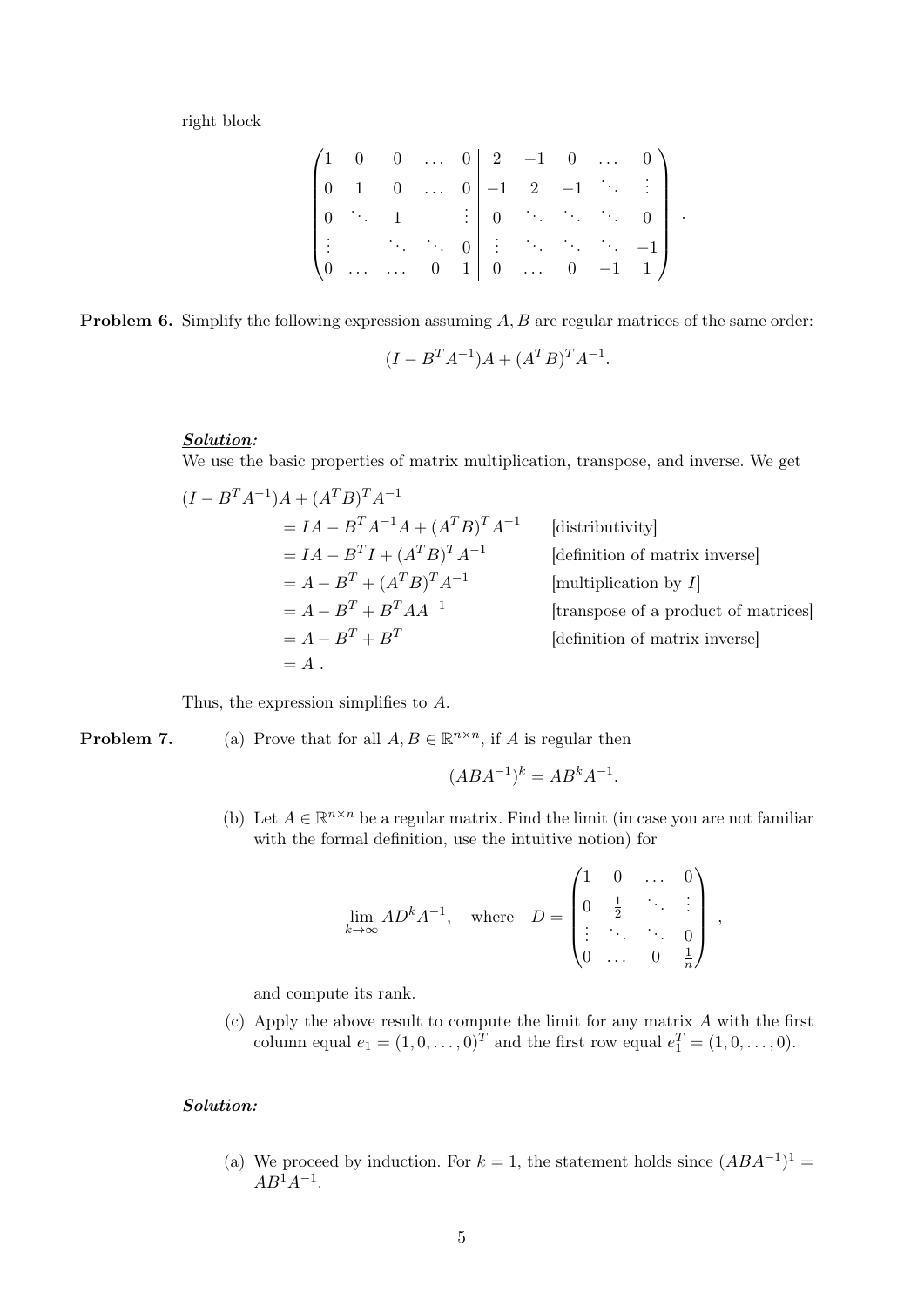right block

$$
\left(\begin{array}{ccccc|ccccc}
1 & 0 & 0 & \dots & 0 & 2 & -1 & 0 & \dots & 0 \\
0 & 1 & 0 & \dots & 0 & -1 & 2 & -1 & \ddots & \vdots \\
0 & \ddots & 1 & & \vdots & 0 & \ddots & \ddots & \ddots & 0 \\
\vdots & & \ddots & \ddots & 0 & \vdots & \ddots & \ddots & \ddots & -1 \\
0 & \dots & \dots & 0 & 1 & 0 & \dots & 0 & -1 & 1
\end{array}\right).
$$

**Problem 6.** Simplify the following expression assuming $A, B$ are regular matrices of the same order:

$$(I - B^T A^{-1})A + (A^T B)^T A^{-1}.$$

***Solution:***

We use the basic properties of matrix multiplication, transpose, and inverse. We get

$$
\begin{aligned}
&(I - B^T A^{-1})A + (A^T B)^T A^{-1} \\
&\quad = IA - B^T A^{-1} A + (A^T B)^T A^{-1} && \text{[distributivity]} \\
&\quad = IA - B^T I + (A^T B)^T A^{-1} && \text{[definition of matrix inverse]} \\
&\quad = A - B^T + (A^T B)^T A^{-1} && \text{[multiplication by } I\text{]} \\
&\quad = A - B^T + B^T A A^{-1} && \text{[transpose of a product of matrices]} \\
&\quad = A - B^T + B^T && \text{[definition of matrix inverse]} \\
&\quad = A\,.
\end{aligned}
$$

Thus, the expression simplifies to $A$.

**Problem 7.**

(a) Prove that for all $A, B \in \mathbb{R}^{n \times n}$, if $A$ is regular then

$$(ABA^{-1})^k = AB^k A^{-1}.$$

(b) Let $A \in \mathbb{R}^{n \times n}$ be a regular matrix. Find the limit (in case you are not familiar with the formal definition, use the intuitive notion) for

$$
\lim_{k \to \infty} AD^k A^{-1}, \quad \text{where} \quad D = \begin{pmatrix}
1 & 0 & \dots & 0 \\
0 & \frac{1}{2} & \ddots & \vdots \\
\vdots & \ddots & \ddots & 0 \\
0 & \dots & 0 & \frac{1}{n}
\end{pmatrix},
$$

and compute its rank.

(c) Apply the above result to compute the limit for any matrix $A$ with the first column equal $e_1 = (1, 0, \dots, 0)^T$ and the first row equal $e_1^T = (1, 0, \dots, 0)$.

***Solution:***

(a) We proceed by induction. For $k = 1$, the statement holds since $(ABA^{-1})^1 = AB^1 A^{-1}$.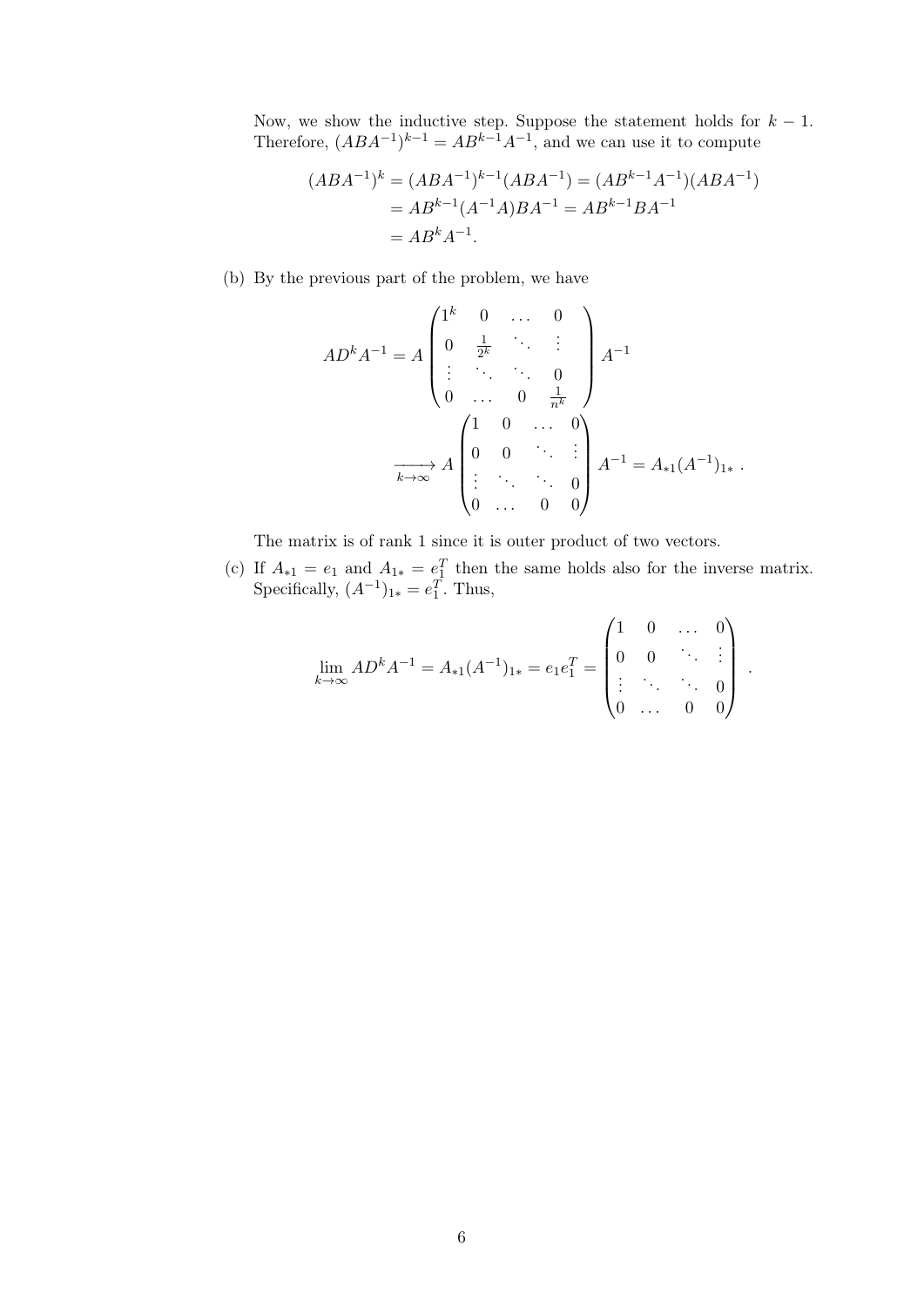Now, we show the inductive step. Suppose the statement holds for $k - 1$. Therefore, $(ABA^{-1})^{k-1} = AB^{k-1}A^{-1}$, and we can use it to compute

$$
\begin{aligned}
(ABA^{-1})^k &= (ABA^{-1})^{k-1}(ABA^{-1}) = (AB^{k-1}A^{-1})(ABA^{-1}) \\
&= AB^{k-1}(A^{-1}A)BA^{-1} = AB^{k-1}BA^{-1} \\
&= AB^kA^{-1}.
\end{aligned}
$$

(b) By the previous part of the problem, we have

$$
\begin{aligned}
AD^kA^{-1} &= A \begin{pmatrix} 1^k & 0 & \dots & 0 \\ 0 & \frac{1}{2^k} & \ddots & \vdots \\ \vdots & \ddots & \ddots & 0 \\ 0 & \dots & 0 & \frac{1}{n^k} \end{pmatrix} A^{-1} \\
&\xrightarrow[k\to\infty]{} A \begin{pmatrix} 1 & 0 & \dots & 0 \\ 0 & 0 & \ddots & \vdots \\ \vdots & \ddots & \ddots & 0 \\ 0 & \dots & 0 & 0 \end{pmatrix} A^{-1} = A_{*1}(A^{-1})_{1*} \, .
\end{aligned}
$$

The matrix is of rank 1 since it is outer product of two vectors.

(c) If $A_{*1} = e_1$ and $A_{1*} = e_1^T$ then the same holds also for the inverse matrix. Specifically, $(A^{-1})_{1*} = e_1^T$. Thus,

$$
\lim_{k\to\infty} AD^kA^{-1} = A_{*1}(A^{-1})_{1*} = e_1e_1^T = \begin{pmatrix} 1 & 0 & \dots & 0 \\ 0 & 0 & \ddots & \vdots \\ \vdots & \ddots & \ddots & 0 \\ 0 & \dots & 0 & 0 \end{pmatrix} .
$$